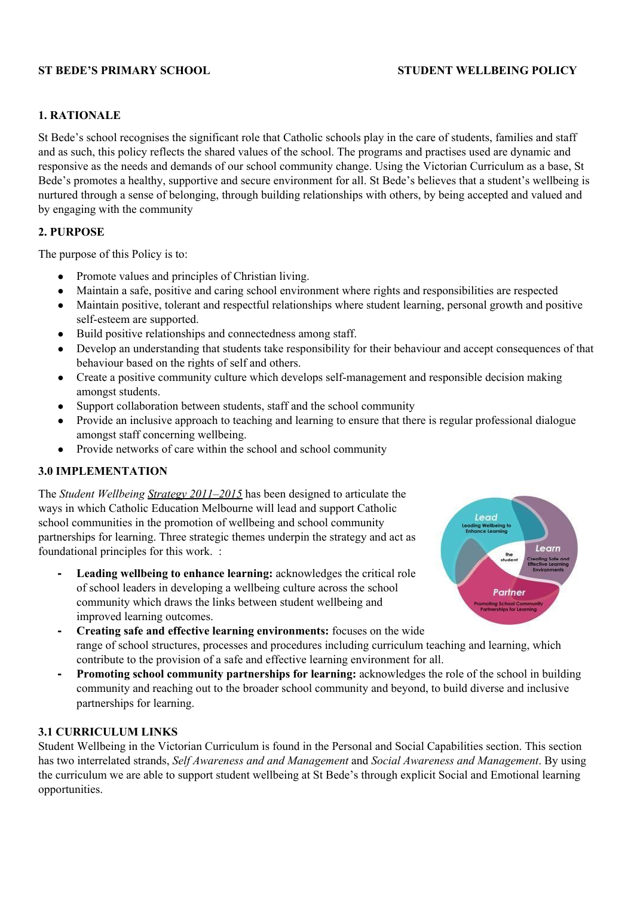**ST BEDE'S PRIMARY SCHOOL** **STUDENT WELLBEING POLICY**

## 1. RATIONALE

St Bede's school recognises the significant role that Catholic schools play in the care of students, families and staff and as such, this policy reflects the shared values of the school. The programs and practises used are dynamic and responsive as the needs and demands of our school community change. Using the Victorian Curriculum as a base, St Bede's promotes a healthy, supportive and secure environment for all. St Bede's believes that a student's wellbeing is nurtured through a sense of belonging, through building relationships with others, by being accepted and valued and by engaging with the community

## 2. PURPOSE

The purpose of this Policy is to:

- Promote values and principles of Christian living.
- Maintain a safe, positive and caring school environment where rights and responsibilities are respected
- Maintain positive, tolerant and respectful relationships where student learning, personal growth and positive self-esteem are supported.
- Build positive relationships and connectedness among staff.
- Develop an understanding that students take responsibility for their behaviour and accept consequences of that behaviour based on the rights of self and others.
- Create a positive community culture which develops self-management and responsible decision making amongst students.
- Support collaboration between students, staff and the school community
- Provide an inclusive approach to teaching and learning to ensure that there is regular professional dialogue amongst staff concerning wellbeing.
- Provide networks of care within the school and school community

## 3.0 IMPLEMENTATION

The *Student Wellbeing Strategy 2011–2015* has been designed to articulate the ways in which Catholic Education Melbourne will lead and support Catholic school communities in the promotion of wellbeing and school community partnerships for learning. Three strategic themes underpin the strategy and act as foundational principles for this work. :

- **Leading wellbeing to enhance learning:** acknowledges the critical role of school leaders in developing a wellbeing culture across the school community which draws the links between student wellbeing and improved learning outcomes.
- **Creating safe and effective learning environments:** focuses on the wide range of school structures, processes and procedures including curriculum teaching and learning, which contribute to the provision of a safe and effective learning environment for all.
- **Promoting school community partnerships for learning:** acknowledges the role of the school in building community and reaching out to the broader school community and beyond, to build diverse and inclusive partnerships for learning.

## 3.1 CURRICULUM LINKS

Student Wellbeing in the Victorian Curriculum is found in the Personal and Social Capabilities section. This section has two interrelated strands, *Self Awareness and and Management* and *Social Awareness and Management*. By using the curriculum we are able to support student wellbeing at St Bede's through explicit Social and Emotional learning opportunities.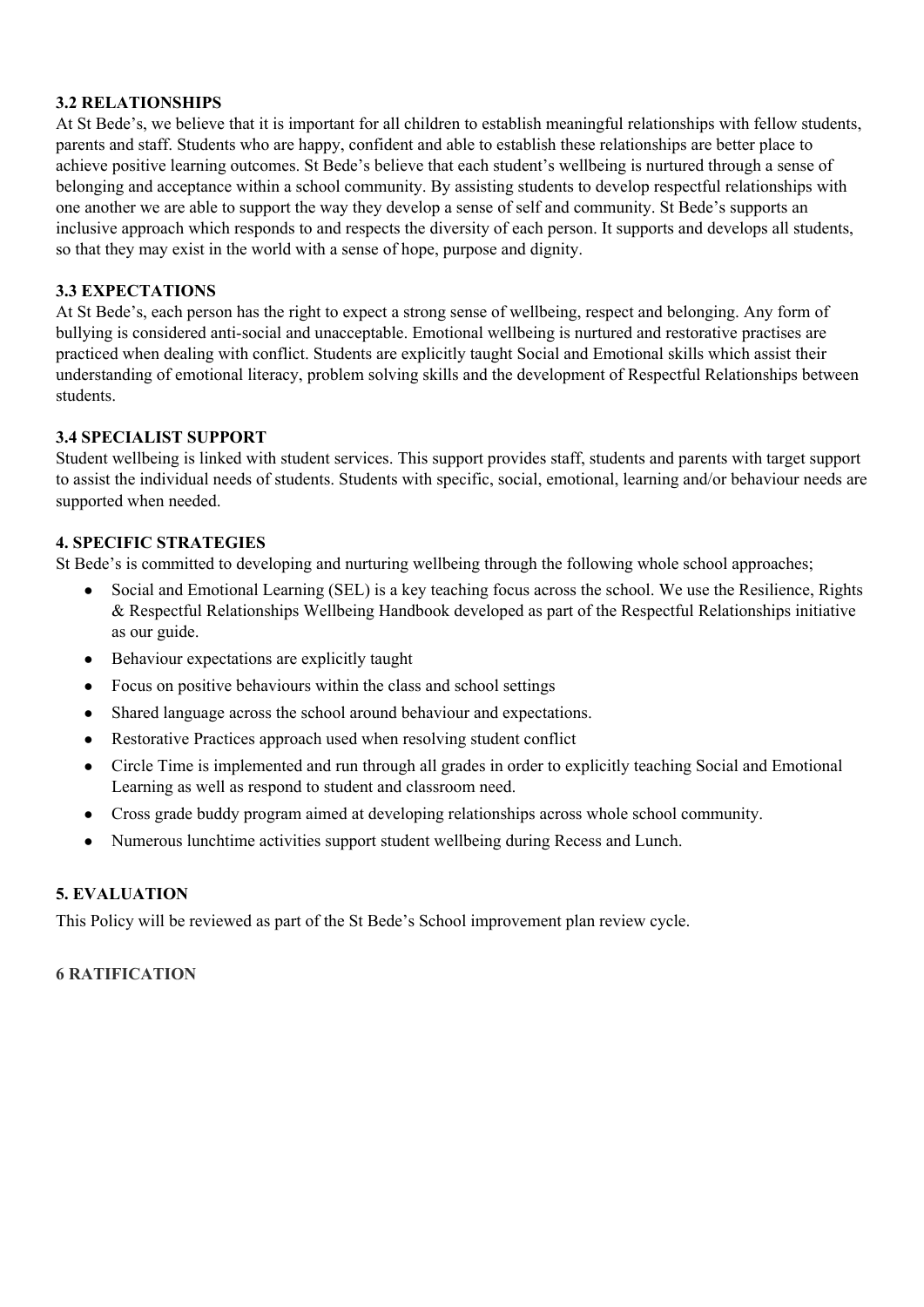### 3.2 RELATIONSHIPS

At St Bede's, we believe that it is important for all children to establish meaningful relationships with fellow students, parents and staff. Students who are happy, confident and able to establish these relationships are better place to achieve positive learning outcomes. St Bede's believe that each student's wellbeing is nurtured through a sense of belonging and acceptance within a school community. By assisting students to develop respectful relationships with one another we are able to support the way they develop a sense of self and community. St Bede's supports an inclusive approach which responds to and respects the diversity of each person. It supports and develops all students, so that they may exist in the world with a sense of hope, purpose and dignity.

### 3.3 EXPECTATIONS

At St Bede's, each person has the right to expect a strong sense of wellbeing, respect and belonging. Any form of bullying is considered anti-social and unacceptable. Emotional wellbeing is nurtured and restorative practises are practiced when dealing with conflict. Students are explicitly taught Social and Emotional skills which assist their understanding of emotional literacy, problem solving skills and the development of Respectful Relationships between students.

### 3.4 SPECIALIST SUPPORT

Student wellbeing is linked with student services. This support provides staff, students and parents with target support to assist the individual needs of students. Students with specific, social, emotional, learning and/or behaviour needs are supported when needed.

### 4. SPECIFIC STRATEGIES

St Bede's is committed to developing and nurturing wellbeing through the following whole school approaches;

- Social and Emotional Learning (SEL) is a key teaching focus across the school. We use the Resilience, Rights & Respectful Relationships Wellbeing Handbook developed as part of the Respectful Relationships initiative as our guide.
- Behaviour expectations are explicitly taught
- Focus on positive behaviours within the class and school settings
- Shared language across the school around behaviour and expectations.
- Restorative Practices approach used when resolving student conflict
- Circle Time is implemented and run through all grades in order to explicitly teaching Social and Emotional Learning as well as respond to student and classroom need.
- Cross grade buddy program aimed at developing relationships across whole school community.
- Numerous lunchtime activities support student wellbeing during Recess and Lunch.

### 5. EVALUATION

This Policy will be reviewed as part of the St Bede's School improvement plan review cycle.

### 6 RATIFICATION